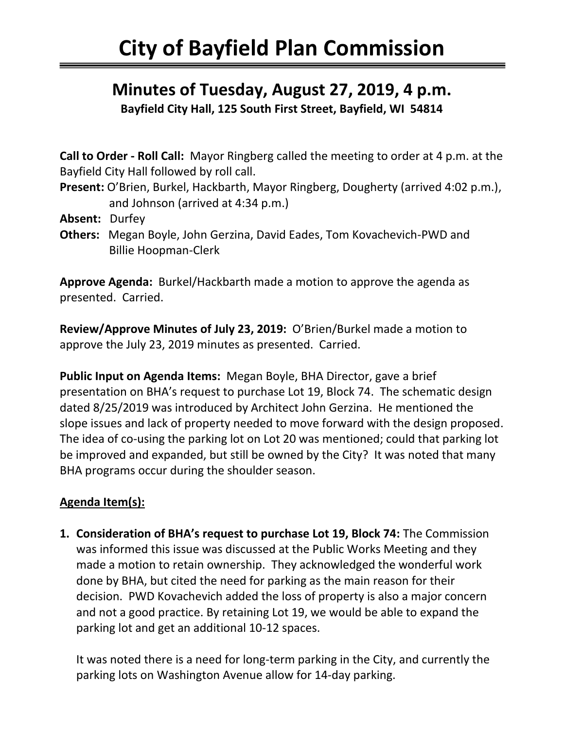# City of Bayfield Plan Commission

## Minutes of Tuesday, August 27, 2019, 4 p.m.

**Bayfield City Hall, 125 South First Street, Bayfield, WI 54814**

**Call to Order - Roll Call:** Mayor Ringberg called the meeting to order at 4 p.m. at the Bayfield City Hall followed by roll call.

**Present:** O'Brien, Burkel, Hackbarth, Mayor Ringberg, Dougherty (arrived 4:02 p.m.), and Johnson (arrived at 4:34 p.m.)

**Absent:** Durfey

**Others:** Megan Boyle, John Gerzina, David Eades, Tom Kovachevich-PWD and Billie Hoopman-Clerk

**Approve Agenda:** Burkel/Hackbarth made a motion to approve the agenda as presented. Carried.

**Review/Approve Minutes of July 23, 2019:** O'Brien/Burkel made a motion to approve the July 23, 2019 minutes as presented. Carried.

**Public Input on Agenda Items:** Megan Boyle, BHA Director, gave a brief presentation on BHA's request to purchase Lot 19, Block 74. The schematic design dated 8/25/2019 was introduced by Architect John Gerzina. He mentioned the slope issues and lack of property needed to move forward with the design proposed. The idea of co-using the parking lot on Lot 20 was mentioned; could that parking lot be improved and expanded, but still be owned by the City? It was noted that many BHA programs occur during the shoulder season.

**Agenda Item(s):**

1. **Consideration of BHA's request to purchase Lot 19, Block 74:** The Commission was informed this issue was discussed at the Public Works Meeting and they made a motion to retain ownership. They acknowledged the wonderful work done by BHA, but cited the need for parking as the main reason for their decision. PWD Kovachevich added the loss of property is also a major concern and not a good practice. By retaining Lot 19, we would be able to expand the parking lot and get an additional 10-12 spaces.

   It was noted there is a need for long-term parking in the City, and currently the parking lots on Washington Avenue allow for 14-day parking.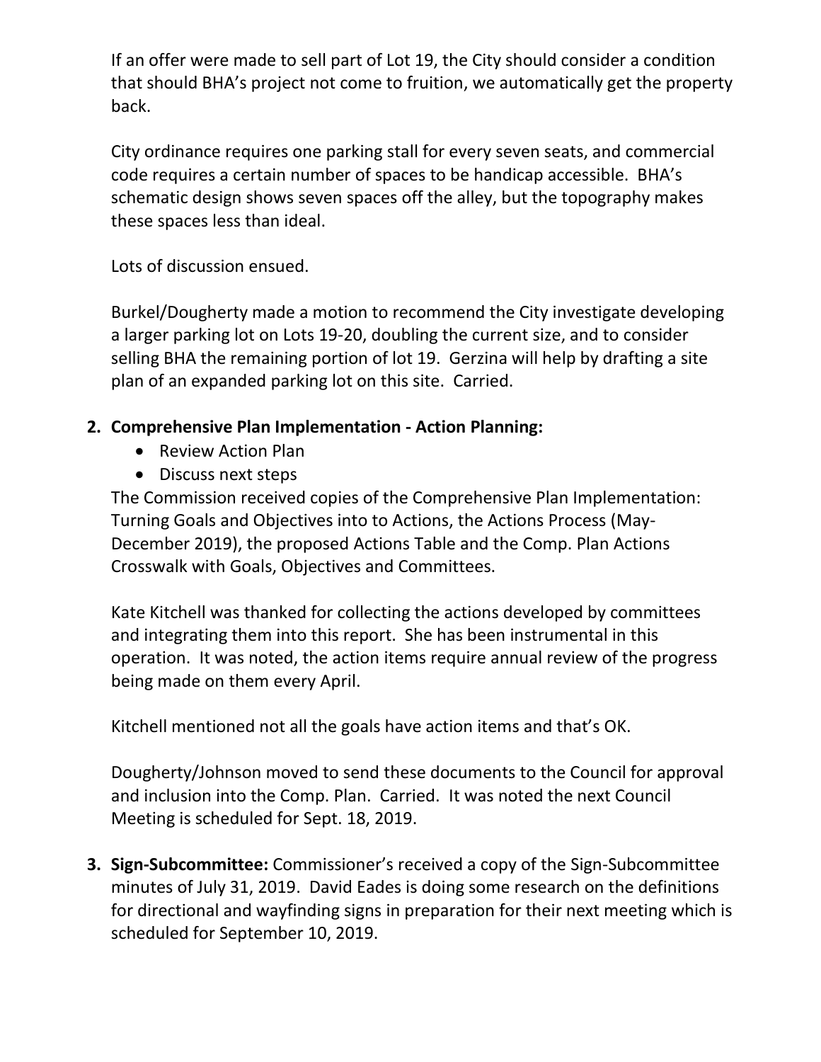If an offer were made to sell part of Lot 19, the City should consider a condition that should BHA's project not come to fruition, we automatically get the property back.

City ordinance requires one parking stall for every seven seats, and commercial code requires a certain number of spaces to be handicap accessible. BHA's schematic design shows seven spaces off the alley, but the topography makes these spaces less than ideal.

Lots of discussion ensued.

Burkel/Dougherty made a motion to recommend the City investigate developing a larger parking lot on Lots 19-20, doubling the current size, and to consider selling BHA the remaining portion of lot 19. Gerzina will help by drafting a site plan of an expanded parking lot on this site. Carried.

2. **Comprehensive Plan Implementation - Action Planning:**
   - Review Action Plan
   - Discuss next steps

   The Commission received copies of the Comprehensive Plan Implementation: Turning Goals and Objectives into to Actions, the Actions Process (May-December 2019), the proposed Actions Table and the Comp. Plan Actions Crosswalk with Goals, Objectives and Committees.

   Kate Kitchell was thanked for collecting the actions developed by committees and integrating them into this report. She has been instrumental in this operation. It was noted, the action items require annual review of the progress being made on them every April.

   Kitchell mentioned not all the goals have action items and that's OK.

   Dougherty/Johnson moved to send these documents to the Council for approval and inclusion into the Comp. Plan. Carried. It was noted the next Council Meeting is scheduled for Sept. 18, 2019.

3. **Sign-Subcommittee:** Commissioner's received a copy of the Sign-Subcommittee minutes of July 31, 2019. David Eades is doing some research on the definitions for directional and wayfinding signs in preparation for their next meeting which is scheduled for September 10, 2019.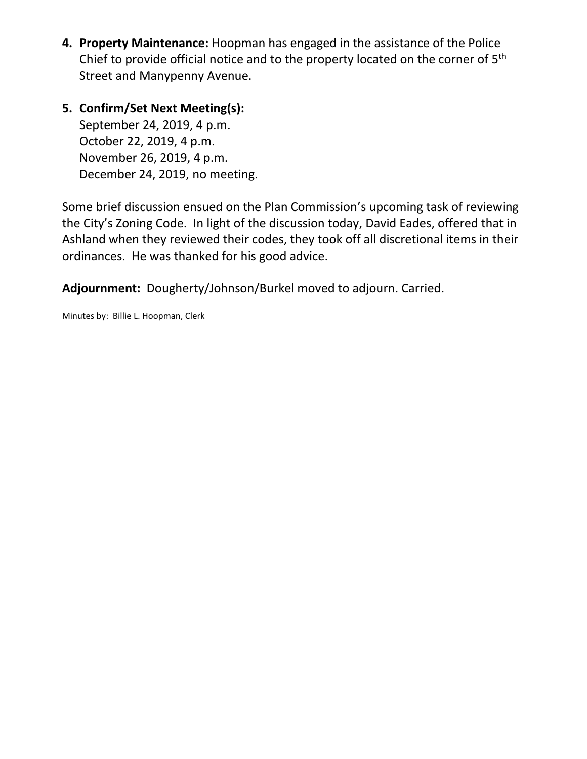4. **Property Maintenance:** Hoopman has engaged in the assistance of the Police Chief to provide official notice and to the property located on the corner of 5th Street and Manypenny Avenue.

5. **Confirm/Set Next Meeting(s):**
   September 24, 2019, 4 p.m.
   October 22, 2019, 4 p.m.
   November 26, 2019, 4 p.m.
   December 24, 2019, no meeting.

Some brief discussion ensued on the Plan Commission's upcoming task of reviewing the City's Zoning Code. In light of the discussion today, David Eades, offered that in Ashland when they reviewed their codes, they took off all discretional items in their ordinances. He was thanked for his good advice.

**Adjournment:** Dougherty/Johnson/Burkel moved to adjourn. Carried.

Minutes by: Billie L. Hoopman, Clerk